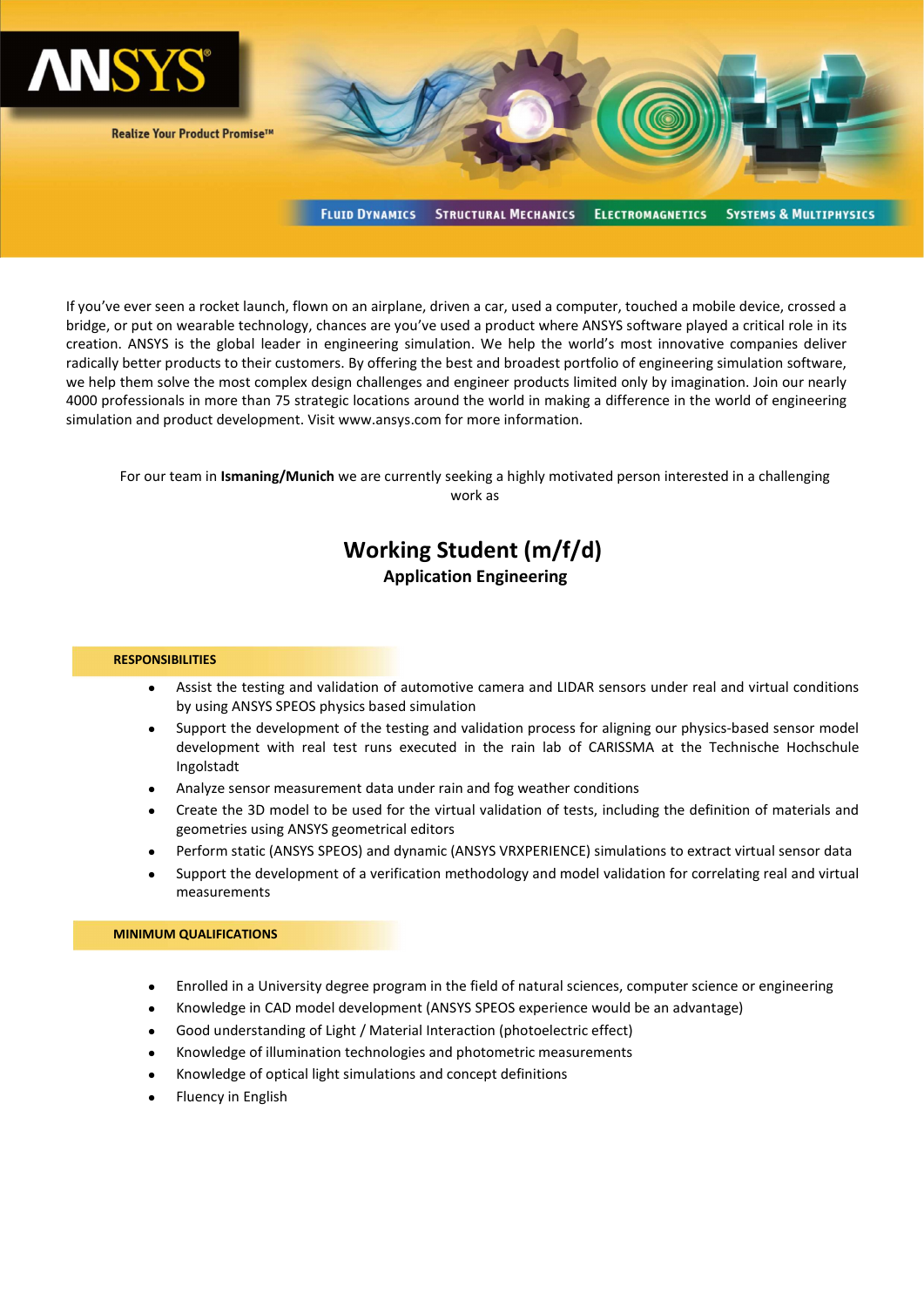ANSYS

Realize Your Product Promise™

FLUID DYNAMICS STRUCTURAL MECHANICS ELECTROMAGNETICS SYSTEMS & MULTIPHYSICS

If you've ever seen a rocket launch, flown on an airplane, driven a car, used a computer, touched a mobile device, crossed a bridge, or put on wearable technology, chances are you've used a product where ANSYS software played a critical role in its creation. ANSYS is the global leader in engineering simulation. We help the world's most innovative companies deliver radically better products to their customers. By offering the best and broadest portfolio of engineering simulation software, we help them solve the most complex design challenges and engineer products limited only by imagination. Join our nearly 4000 professionals in more than 75 strategic locations around the world in making a difference in the world of engineering simulation and product development. Visit www.ansys.com for more information.

For our team in **Ismaning/Munich** we are currently seeking a highly motivated person interested in a challenging work as

# Working Student (m/f/d)

## Application Engineering

### RESPONSIBILITIES

- Assist the testing and validation of automotive camera and LIDAR sensors under real and virtual conditions by using ANSYS SPEOS physics based simulation
- Support the development of the testing and validation process for aligning our physics-based sensor model development with real test runs executed in the rain lab of CARISSMA at the Technische Hochschule Ingolstadt
- Analyze sensor measurement data under rain and fog weather conditions
- Create the 3D model to be used for the virtual validation of tests, including the definition of materials and geometries using ANSYS geometrical editors
- Perform static (ANSYS SPEOS) and dynamic (ANSYS VRXPERIENCE) simulations to extract virtual sensor data
- Support the development of a verification methodology and model validation for correlating real and virtual measurements

### MINIMUM QUALIFICATIONS

- Enrolled in a University degree program in the field of natural sciences, computer science or engineering
- Knowledge in CAD model development (ANSYS SPEOS experience would be an advantage)
- Good understanding of Light / Material Interaction (photoelectric effect)
- Knowledge of illumination technologies and photometric measurements
- Knowledge of optical light simulations and concept definitions
- Fluency in English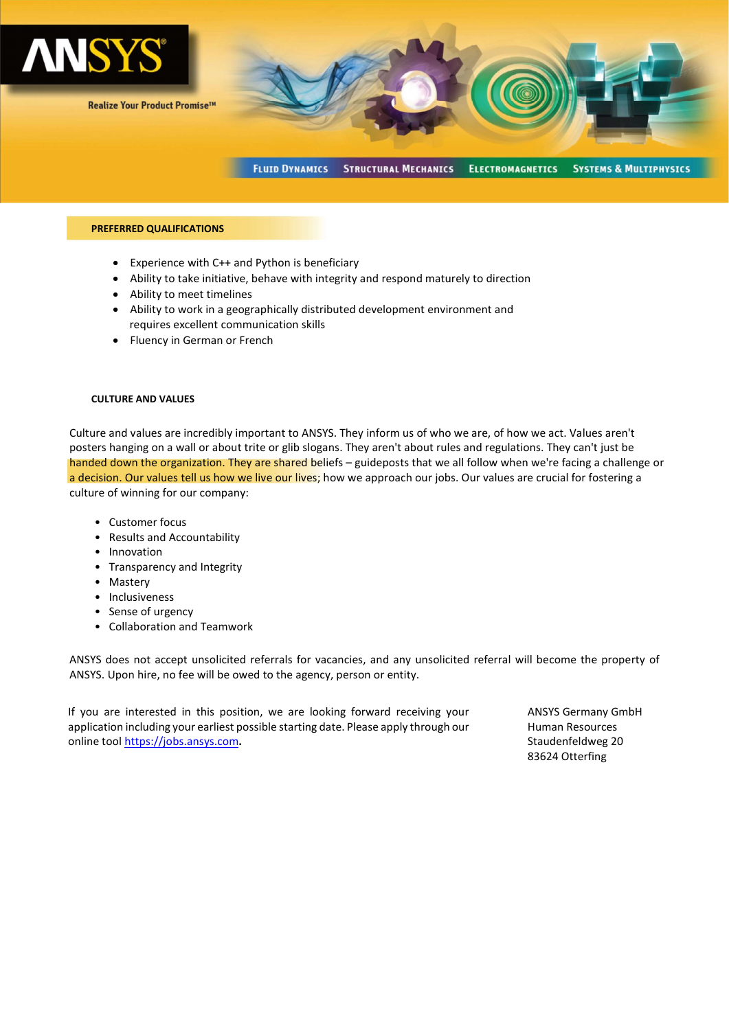## PREFERRED QUALIFICATIONS

- Experience with C++ and Python is beneficiary
- Ability to take initiative, behave with integrity and respond maturely to direction
- Ability to meet timelines
- Ability to work in a geographically distributed development environment and requires excellent communication skills
- Fluency in German or French

## CULTURE AND VALUES

Culture and values are incredibly important to ANSYS. They inform us of who we are, of how we act. Values aren't posters hanging on a wall or about trite or glib slogans. They aren't about rules and regulations. They can't just be handed down the organization. They are shared beliefs – guideposts that we all follow when we're facing a challenge or a decision. Our values tell us how we live our lives; how we approach our jobs. Our values are crucial for fostering a culture of winning for our company:

- Customer focus
- Results and Accountability
- Innovation
- Transparency and Integrity
- Mastery
- Inclusiveness
- Sense of urgency
- Collaboration and Teamwork

ANSYS does not accept unsolicited referrals for vacancies, and any unsolicited referral will become the property of ANSYS. Upon hire, no fee will be owed to the agency, person or entity.

If you are interested in this position, we are looking forward receiving your application including your earliest possible starting date. Please apply through our online tool https://jobs.ansys.com.

ANSYS Germany GmbH
Human Resources
Staudenfeldweg 20
83624 Otterfing